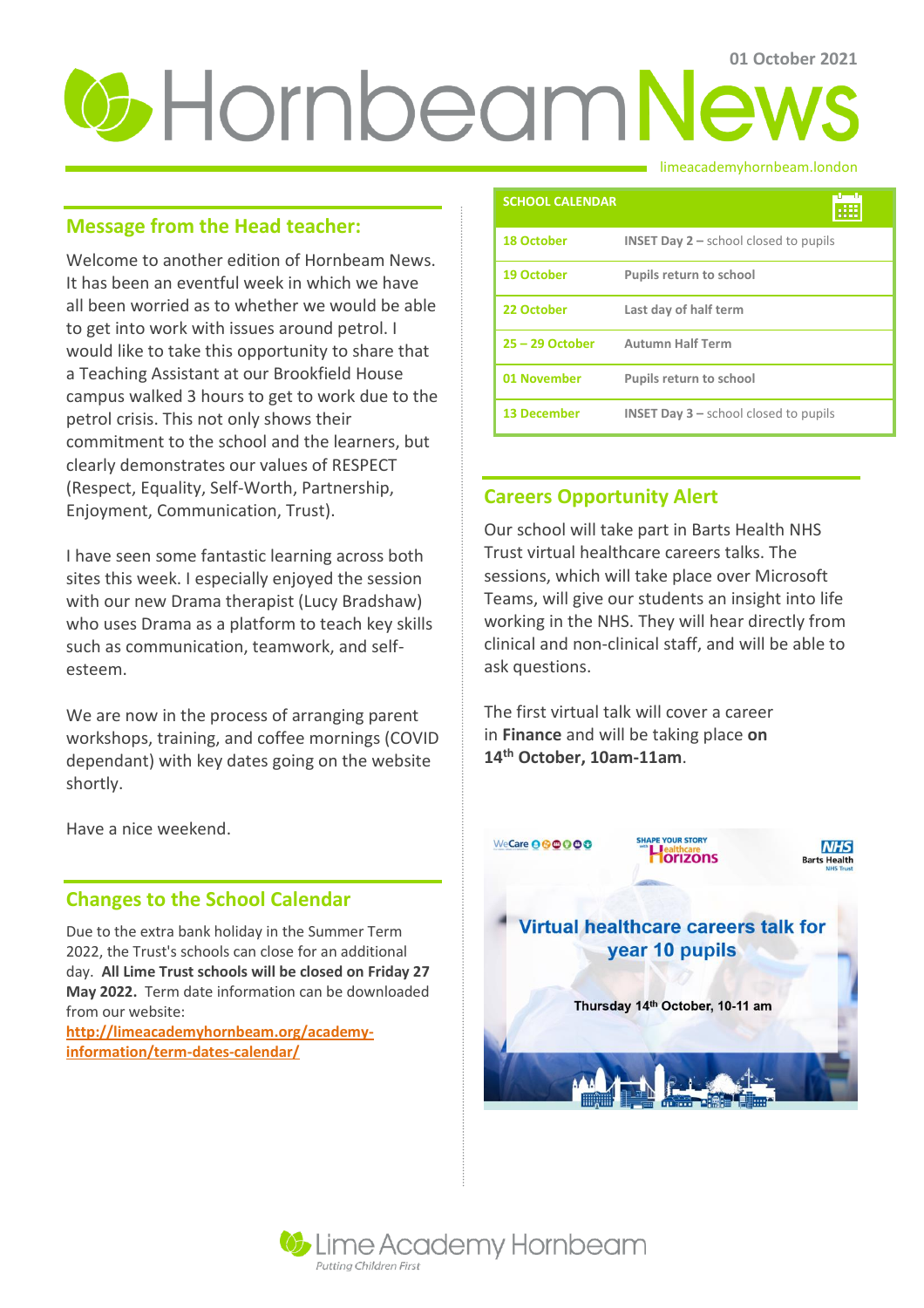01 October 2021

# Hornbeam News

limeacademyhornbeam.london

## Message from the Head teacher:

Welcome to another edition of Hornbeam News. It has been an eventful week in which we have all been worried as to whether we would be able to get into work with issues around petrol. I would like to take this opportunity to share that a Teaching Assistant at our Brookfield House campus walked 3 hours to get to work due to the petrol crisis. This not only shows their commitment to the school and the learners, but clearly demonstrates our values of RESPECT (Respect, Equality, Self-Worth, Partnership, Enjoyment, Communication, Trust).

I have seen some fantastic learning across both sites this week. I especially enjoyed the session with our new Drama therapist (Lucy Bradshaw) who uses Drama as a platform to teach key skills such as communication, teamwork, and self-esteem.

We are now in the process of arranging parent workshops, training, and coffee mornings (COVID dependant) with key dates going on the website shortly.

Have a nice weekend.

## Changes to the School Calendar

Due to the extra bank holiday in the Summer Term 2022, the Trust's schools can close for an additional day. **All Lime Trust schools will be closed on Friday 27 May 2022.** Term date information can be downloaded from our website: http://limeacademyhornbeam.org/academy-information/term-dates-calendar/

## SCHOOL CALENDAR

| Date | Event |
|---|---|
| 18 October | **INSET Day 2 –** school closed to pupils |
| 19 October | Pupils return to school |
| 22 October | Last day of half term |
| 25 – 29 October | Autumn Half Term |
| 01 November | Pupils return to school |
| 13 December | **INSET Day 3 –** school closed to pupils |

## Careers Opportunity Alert

Our school will take part in Barts Health NHS Trust virtual healthcare careers talks. The sessions, which will take place over Microsoft Teams, will give our students an insight into life working in the NHS. They will hear directly from clinical and non-clinical staff, and will be able to ask questions.

The first virtual talk will cover a career in **Finance** and will be taking place **on 14th October, 10am-11am**.

WeCare | Shape Your Story with Healthcare Horizons | NHS Barts Health NHS Trust

**Virtual healthcare careers talk for year 10 pupils**

**Thursday 14th October, 10-11 am**

Lime Academy Hornbeam

*Putting Children First*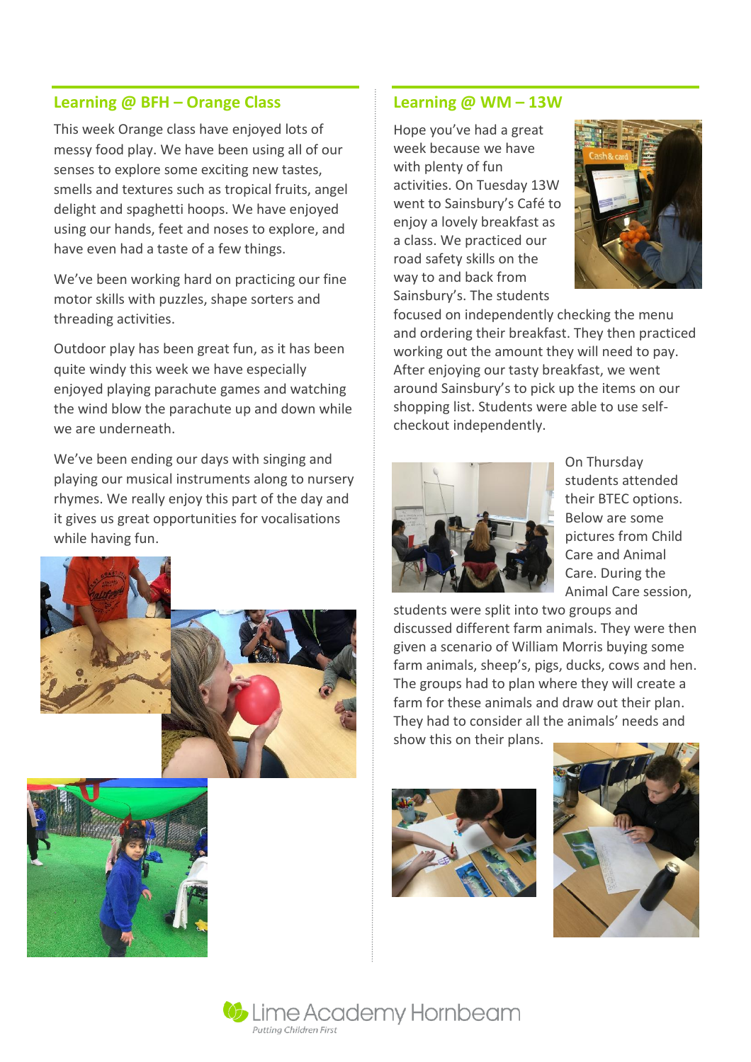## Learning @ BFH – Orange Class

This week Orange class have enjoyed lots of messy food play. We have been using all of our senses to explore some exciting new tastes, smells and textures such as tropical fruits, angel delight and spaghetti hoops. We have enjoyed using our hands, feet and noses to explore, and have even had a taste of a few things.

We've been working hard on practicing our fine motor skills with puzzles, shape sorters and threading activities.

Outdoor play has been great fun, as it has been quite windy this week we have especially enjoyed playing parachute games and watching the wind blow the parachute up and down while we are underneath.

We've been ending our days with singing and playing our musical instruments along to nursery rhymes. We really enjoy this part of the day and it gives us great opportunities for vocalisations while having fun.

## Learning @ WM – 13W

Hope you've had a great week because we have with plenty of fun activities. On Tuesday 13W went to Sainsbury's Café to enjoy a lovely breakfast as a class. We practiced our road safety skills on the way to and back from Sainsbury's. The students focused on independently checking the menu and ordering their breakfast. They then practiced working out the amount they will need to pay. After enjoying our tasty breakfast, we went around Sainsbury's to pick up the items on our shopping list. Students were able to use self-checkout independently.

On Thursday students attended their BTEC options. Below are some pictures from Child Care and Animal Care. During the Animal Care session, students were split into two groups and discussed different farm animals. They were then given a scenario of William Morris buying some farm animals, sheep's, pigs, ducks, cows and hen. The groups had to plan where they will create a farm for these animals and draw out their plan. They had to consider all the animals' needs and show this on their plans.

Lime Academy Hornbeam
*Putting Children First*